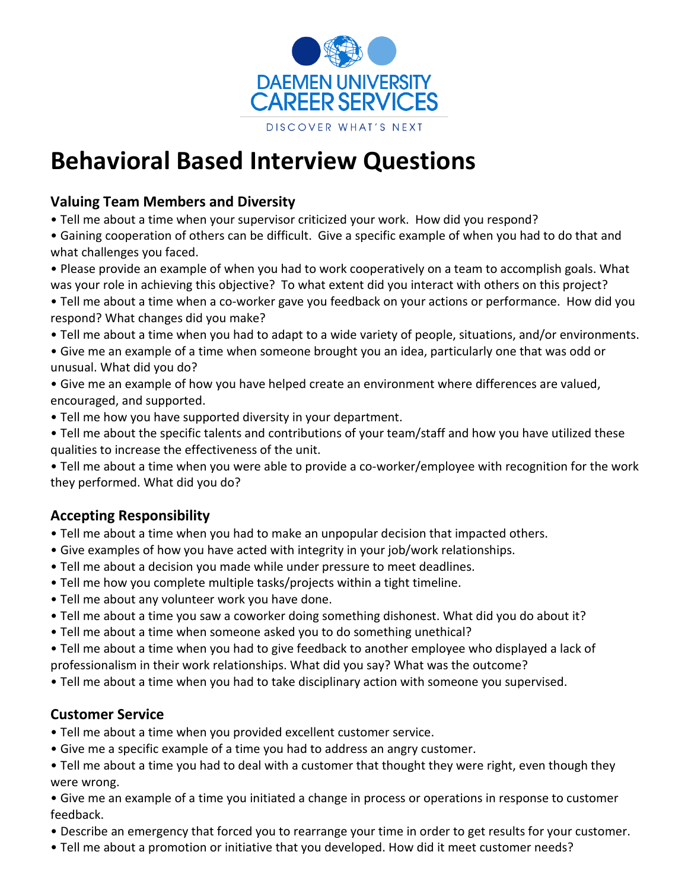DAEMEN UNIVERSITY
CAREER SERVICES

DISCOVER WHAT'S NEXT

# Behavioral Based Interview Questions

### Valuing Team Members and Diversity

- Tell me about a time when your supervisor criticized your work. How did you respond?
- Gaining cooperation of others can be difficult. Give a specific example of when you had to do that and what challenges you faced.
- Please provide an example of when you had to work cooperatively on a team to accomplish goals. What was your role in achieving this objective? To what extent did you interact with others on this project?
- Tell me about a time when a co-worker gave you feedback on your actions or performance. How did you respond? What changes did you make?
- Tell me about a time when you had to adapt to a wide variety of people, situations, and/or environments.
- Give me an example of a time when someone brought you an idea, particularly one that was odd or unusual. What did you do?
- Give me an example of how you have helped create an environment where differences are valued, encouraged, and supported.
- Tell me how you have supported diversity in your department.
- Tell me about the specific talents and contributions of your team/staff and how you have utilized these qualities to increase the effectiveness of the unit.
- Tell me about a time when you were able to provide a co-worker/employee with recognition for the work they performed. What did you do?

### Accepting Responsibility

- Tell me about a time when you had to make an unpopular decision that impacted others.
- Give examples of how you have acted with integrity in your job/work relationships.
- Tell me about a decision you made while under pressure to meet deadlines.
- Tell me how you complete multiple tasks/projects within a tight timeline.
- Tell me about any volunteer work you have done.
- Tell me about a time you saw a coworker doing something dishonest. What did you do about it?
- Tell me about a time when someone asked you to do something unethical?
- Tell me about a time when you had to give feedback to another employee who displayed a lack of professionalism in their work relationships. What did you say? What was the outcome?
- Tell me about a time when you had to take disciplinary action with someone you supervised.

### Customer Service

- Tell me about a time when you provided excellent customer service.
- Give me a specific example of a time you had to address an angry customer.
- Tell me about a time you had to deal with a customer that thought they were right, even though they were wrong.
- Give me an example of a time you initiated a change in process or operations in response to customer feedback.
- Describe an emergency that forced you to rearrange your time in order to get results for your customer.
- Tell me about a promotion or initiative that you developed. How did it meet customer needs?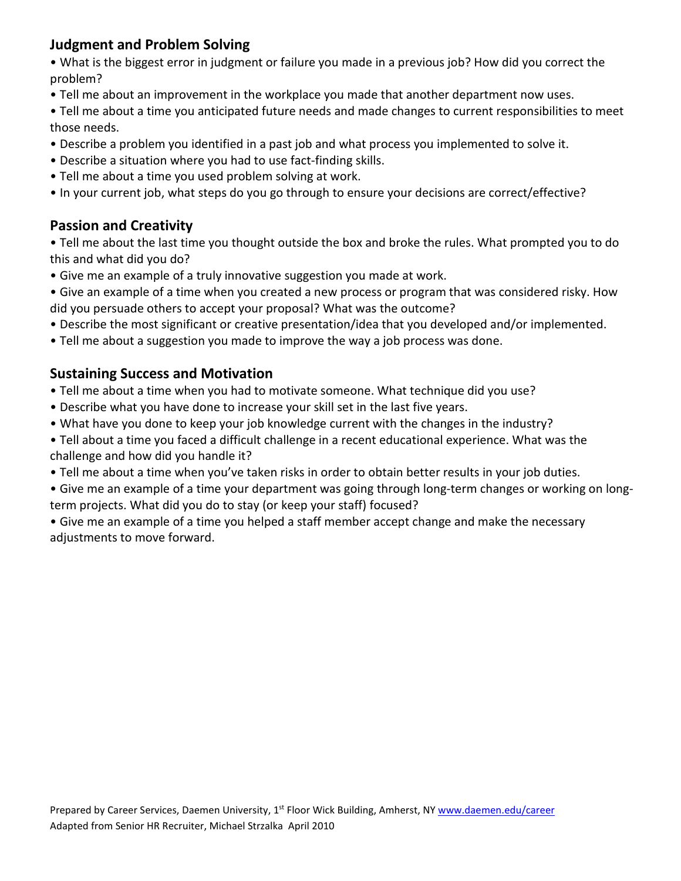## Judgment and Problem Solving

- What is the biggest error in judgment or failure you made in a previous job? How did you correct the problem?
- Tell me about an improvement in the workplace you made that another department now uses.
- Tell me about a time you anticipated future needs and made changes to current responsibilities to meet those needs.
- Describe a problem you identified in a past job and what process you implemented to solve it.
- Describe a situation where you had to use fact-finding skills.
- Tell me about a time you used problem solving at work.
- In your current job, what steps do you go through to ensure your decisions are correct/effective?

## Passion and Creativity

- Tell me about the last time you thought outside the box and broke the rules. What prompted you to do this and what did you do?
- Give me an example of a truly innovative suggestion you made at work.
- Give an example of a time when you created a new process or program that was considered risky. How did you persuade others to accept your proposal? What was the outcome?
- Describe the most significant or creative presentation/idea that you developed and/or implemented.
- Tell me about a suggestion you made to improve the way a job process was done.

## Sustaining Success and Motivation

- Tell me about a time when you had to motivate someone. What technique did you use?
- Describe what you have done to increase your skill set in the last five years.
- What have you done to keep your job knowledge current with the changes in the industry?
- Tell about a time you faced a difficult challenge in a recent educational experience. What was the challenge and how did you handle it?
- Tell me about a time when you've taken risks in order to obtain better results in your job duties.
- Give me an example of a time your department was going through long-term changes or working on long-term projects. What did you do to stay (or keep your staff) focused?
- Give me an example of a time you helped a staff member accept change and make the necessary adjustments to move forward.

Prepared by Career Services, Daemen University, 1st Floor Wick Building, Amherst, NY [www.daemen.edu/career](http://www.daemen.edu/career)
Adapted from Senior HR Recruiter, Michael Strzalka April 2010